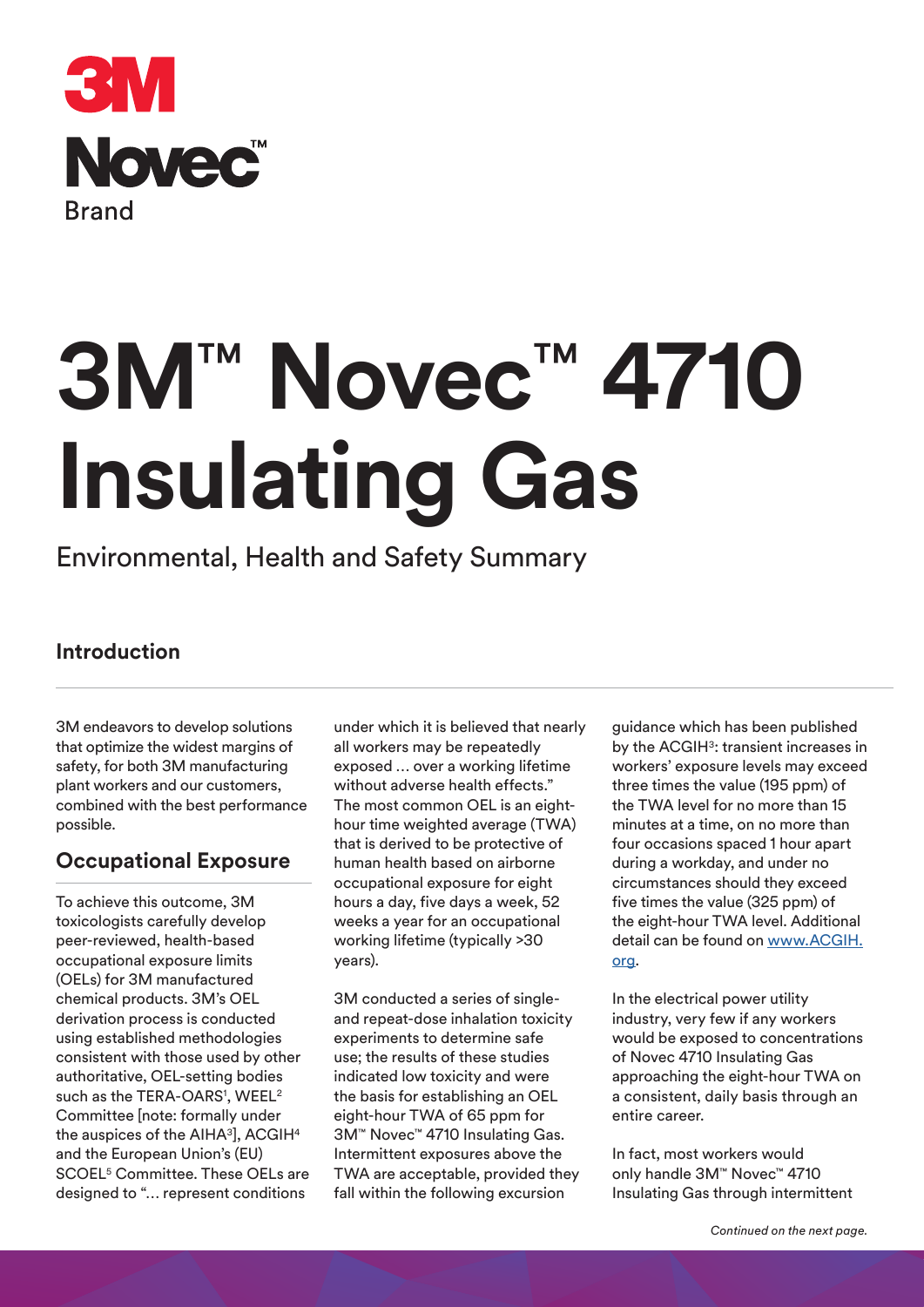3M

Novec™

Brand

# 3M™ Novec™ 4710 Insulating Gas

Environmental, Health and Safety Summary

## Introduction

3M endeavors to develop solutions that optimize the widest margins of safety, for both 3M manufacturing plant workers and our customers, combined with the best performance possible.

## Occupational Exposure

To achieve this outcome, 3M toxicologists carefully develop peer-reviewed, health-based occupational exposure limits (OELs) for 3M manufactured chemical products. 3M's OEL derivation process is conducted using established methodologies consistent with those used by other authoritative, OEL-setting bodies such as the TERA-OARS[1], WEEL[2] Committee [note: formally under the auspices of the AIHA[3]], ACGIH[4] and the European Union's (EU) SCOEL[5] Committee. These OELs are designed to "… represent conditions under which it is believed that nearly all workers may be repeatedly exposed … over a working lifetime without adverse health effects." The most common OEL is an eight-hour time weighted average (TWA) that is derived to be protective of human health based on airborne occupational exposure for eight hours a day, five days a week, 52 weeks a year for an occupational working lifetime (typically >30 years).

3M conducted a series of single- and repeat-dose inhalation toxicity experiments to determine safe use; the results of these studies indicated low toxicity and were the basis for establishing an OEL eight-hour TWA of 65 ppm for 3M™ Novec™ 4710 Insulating Gas. Intermittent exposures above the TWA are acceptable, provided they fall within the following excursion guidance which has been published by the ACGIH[3]: transient increases in workers' exposure levels may exceed three times the value (195 ppm) of the TWA level for no more than 15 minutes at a time, on no more than four occasions spaced 1 hour apart during a workday, and under no circumstances should they exceed five times the value (325 ppm) of the eight-hour TWA level. Additional detail can be found on [www.ACGIH.org](http://www.ACGIH.org).

In the electrical power utility industry, very few if any workers would be exposed to concentrations of Novec 4710 Insulating Gas approaching the eight-hour TWA on a consistent, daily basis through an entire career.

In fact, most workers would only handle 3M™ Novec™ 4710 Insulating Gas through intermittent

*Continued on the next page.*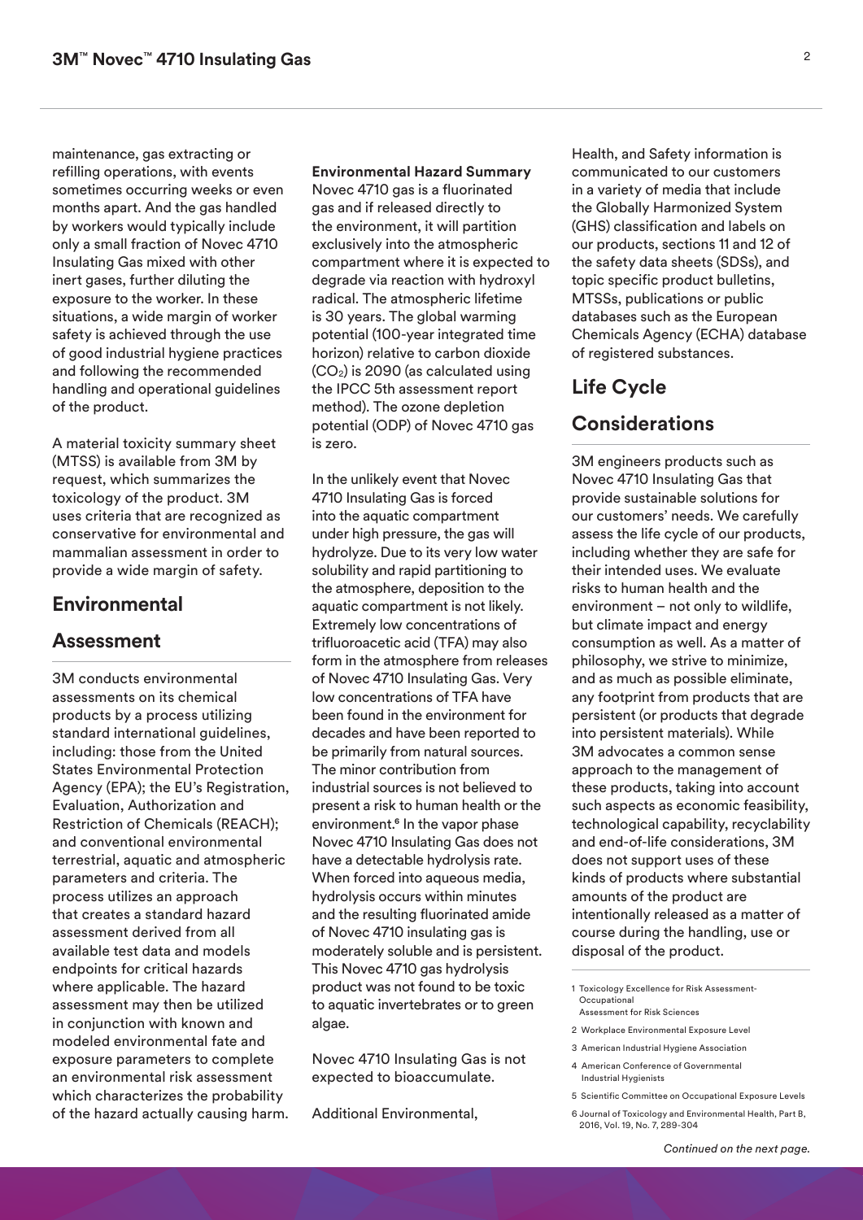maintenance, gas extracting or refilling operations, with events sometimes occurring weeks or even months apart. And the gas handled by workers would typically include only a small fraction of Novec 4710 Insulating Gas mixed with other inert gases, further diluting the exposure to the worker. In these situations, a wide margin of worker safety is achieved through the use of good industrial hygiene practices and following the recommended handling and operational guidelines of the product.

A material toxicity summary sheet (MTSS) is available from 3M by request, which summarizes the toxicology of the product. 3M uses criteria that are recognized as conservative for environmental and mammalian assessment in order to provide a wide margin of safety.

## Environmental Assessment

3M conducts environmental assessments on its chemical products by a process utilizing standard international guidelines, including: those from the United States Environmental Protection Agency (EPA); the EU's Registration, Evaluation, Authorization and Restriction of Chemicals (REACH); and conventional environmental terrestrial, aquatic and atmospheric parameters and criteria. The process utilizes an approach that creates a standard hazard assessment derived from all available test data and models endpoints for critical hazards where applicable. The hazard assessment may then be utilized in conjunction with known and modeled environmental fate and exposure parameters to complete an environmental risk assessment which characterizes the probability of the hazard actually causing harm.

**Environmental Hazard Summary**

Novec 4710 gas is a fluorinated gas and if released directly to the environment, it will partition exclusively into the atmospheric compartment where it is expected to degrade via reaction with hydroxyl radical. The atmospheric lifetime is 30 years. The global warming potential (100-year integrated time horizon) relative to carbon dioxide ($CO_2$) is 2090 (as calculated using the IPCC 5th assessment report method). The ozone depletion potential (ODP) of Novec 4710 gas is zero.

In the unlikely event that Novec 4710 Insulating Gas is forced into the aquatic compartment under high pressure, the gas will hydrolyze. Due to its very low water solubility and rapid partitioning to the atmosphere, deposition to the aquatic compartment is not likely. Extremely low concentrations of trifluoroacetic acid (TFA) may also form in the atmosphere from releases of Novec 4710 Insulating Gas. Very low concentrations of TFA have been found in the environment for decades and have been reported to be primarily from natural sources. The minor contribution from industrial sources is not believed to present a risk to human health or the environment.[6] In the vapor phase Novec 4710 Insulating Gas does not have a detectable hydrolysis rate. When forced into aqueous media, hydrolysis occurs within minutes and the resulting fluorinated amide of Novec 4710 insulating gas is moderately soluble and is persistent. This Novec 4710 gas hydrolysis product was not found to be toxic to aquatic invertebrates or to green algae.

Novec 4710 Insulating Gas is not expected to bioaccumulate.

Additional Environmental, Health, and Safety information is communicated to our customers in a variety of media that include the Globally Harmonized System (GHS) classification and labels on our products, sections 11 and 12 of the safety data sheets (SDSs), and topic specific product bulletins, MTSSs, publications or public databases such as the European Chemicals Agency (ECHA) database of registered substances.

## Life Cycle Considerations

3M engineers products such as Novec 4710 Insulating Gas that provide sustainable solutions for our customers' needs. We carefully assess the life cycle of our products, including whether they are safe for their intended uses. We evaluate risks to human health and the environment – not only to wildlife, but climate impact and energy consumption as well. As a matter of philosophy, we strive to minimize, and as much as possible eliminate, any footprint from products that are persistent (or products that degrade into persistent materials). While 3M advocates a common sense approach to the management of these products, taking into account such aspects as economic feasibility, technological capability, recyclability and end-of-life considerations, 3M does not support uses of these kinds of products where substantial amounts of the product are intentionally released as a matter of course during the handling, use or disposal of the product.

1 Toxicology Excellence for Risk Assessment-Occupational Assessment for Risk Sciences

2 Workplace Environmental Exposure Level

3 American Industrial Hygiene Association

4 American Conference of Governmental Industrial Hygienists

5 Scientific Committee on Occupational Exposure Levels

6 Journal of Toxicology and Environmental Health, Part B, 2016, Vol. 19, No. 7, 289-304

*Continued on the next page.*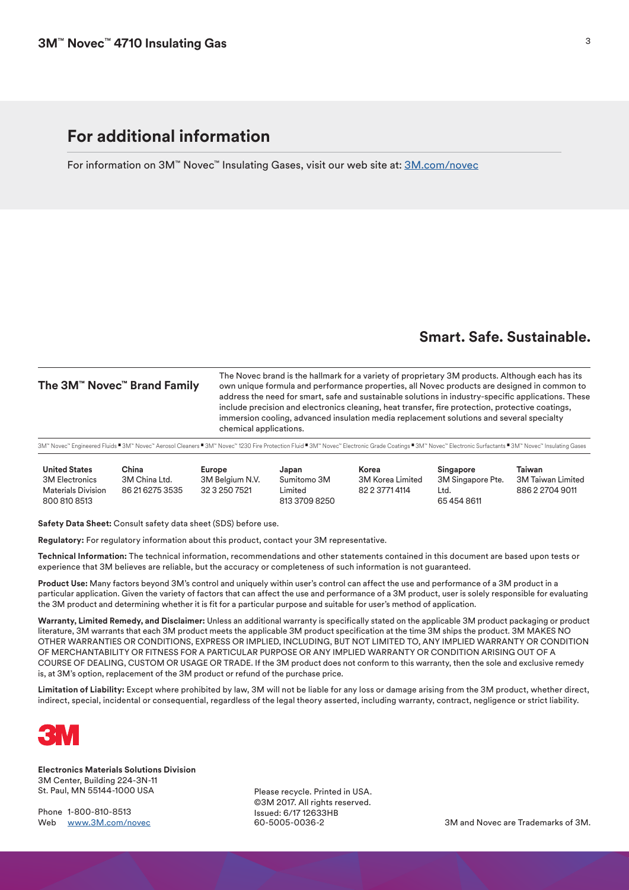## For additional information

For information on 3M™ Novec™ Insulating Gases, visit our web site at: 3M.com/novec

**Smart. Safe. Sustainable.**

**The 3M™ Novec™ Brand Family**

The Novec brand is the hallmark for a variety of proprietary 3M products. Although each has its own unique formula and performance properties, all Novec products are designed in common to address the need for smart, safe and sustainable solutions in industry-specific applications. These include precision and electronics cleaning, heat transfer, fire protection, protective coatings, immersion cooling, advanced insulation media replacement solutions and several specialty chemical applications.

3M™ Novec™ Engineered Fluids ▪ 3M™ Novec™ Aerosol Cleaners ▪ 3M™ Novec™ 1230 Fire Protection Fluid ▪ 3M™ Novec™ Electronic Grade Coatings ▪ 3M™ Novec™ Electronic Surfactants ▪ 3M™ Novec™ Insulating Gases

| United States | China | Europe | Japan | Korea | Singapore | Taiwan |
|---|---|---|---|---|---|---|
| 3M Electronics Materials Division<br>800 810 8513 | 3M China Ltd.<br>86 21 6275 3535 | 3M Belgium N.V.<br>32 3 250 7521 | Sumitomo 3M Limited<br>813 3709 8250 | 3M Korea Limited<br>82 2 3771 4114 | 3M Singapore Pte. Ltd.<br>65 454 8611 | 3M Taiwan Limited<br>886 2 2704 9011 |

**Safety Data Sheet:** Consult safety data sheet (SDS) before use.

**Regulatory:** For regulatory information about this product, contact your 3M representative.

**Technical Information:** The technical information, recommendations and other statements contained in this document are based upon tests or experience that 3M believes are reliable, but the accuracy or completeness of such information is not guaranteed.

**Product Use:** Many factors beyond 3M's control and uniquely within user's control can affect the use and performance of a 3M product in a particular application. Given the variety of factors that can affect the use and performance of a 3M product, user is solely responsible for evaluating the 3M product and determining whether it is fit for a particular purpose and suitable for user's method of application.

**Warranty, Limited Remedy, and Disclaimer:** Unless an additional warranty is specifically stated on the applicable 3M product packaging or product literature, 3M warrants that each 3M product meets the applicable 3M product specification at the time 3M ships the product. 3M MAKES NO OTHER WARRANTIES OR CONDITIONS, EXPRESS OR IMPLIED, INCLUDING, BUT NOT LIMITED TO, ANY IMPLIED WARRANTY OR CONDITION OF MERCHANTABILITY OR FITNESS FOR A PARTICULAR PURPOSE OR ANY IMPLIED WARRANTY OR CONDITION ARISING OUT OF A COURSE OF DEALING, CUSTOM OR USAGE OR TRADE. If the 3M product does not conform to this warranty, then the sole and exclusive remedy is, at 3M's option, replacement of the 3M product or refund of the purchase price.

**Limitation of Liability:** Except where prohibited by law, 3M will not be liable for any loss or damage arising from the 3M product, whether direct, indirect, special, incidental or consequential, regardless of the legal theory asserted, including warranty, contract, negligence or strict liability.

3M

**Electronics Materials Solutions Division**
3M Center, Building 224-3N-11
St. Paul, MN 55144-1000 USA

Phone 1-800-810-8513
Web www.3M.com/novec

Please recycle. Printed in USA.
©3M 2017. All rights reserved.
Issued: 6/17 12633HB
60-5005-0036-2

3M and Novec are Trademarks of 3M.